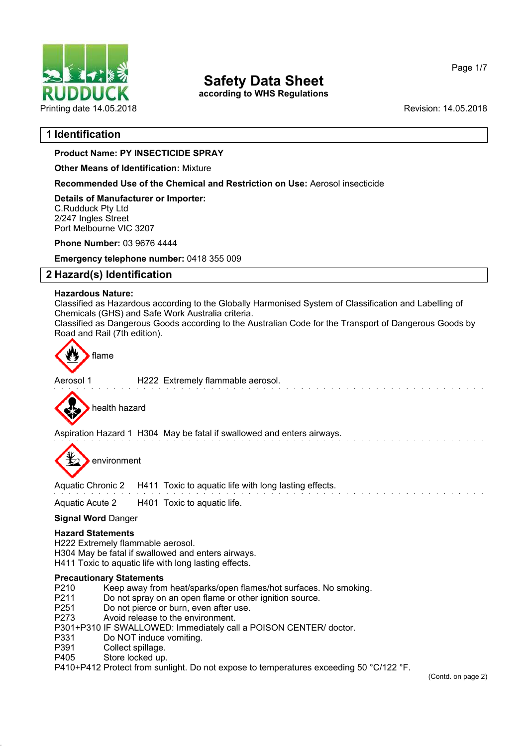# Safety Data Sheet

according to WHS Regulations

Printing date 14.05.2018

Revision: 14.05.2018

## 1 Identification

**Product Name: PY INSECTICIDE SPRAY**

**Other Means of Identification:** Mixture

**Recommended Use of the Chemical and Restriction on Use:** Aerosol insecticide

**Details of Manufacturer or Importer:**
C.Rudduck Pty Ltd
2/247 Ingles Street
Port Melbourne VIC 3207

**Phone Number:** 03 9676 4444

**Emergency telephone number:** 0418 355 009

## 2 Hazard(s) Identification

**Hazardous Nature:**
Classified as Hazardous according to the Globally Harmonised System of Classification and Labelling of Chemicals (GHS) and Safe Work Australia criteria.
Classified as Dangerous Goods according to the Australian Code for the Transport of Dangerous Goods by Road and Rail (7th edition).

flame

Aerosol 1 H222 Extremely flammable aerosol.

health hazard

Aspiration Hazard 1 H304 May be fatal if swallowed and enters airways.

environment

Aquatic Chronic 2 H411 Toxic to aquatic life with long lasting effects.

Aquatic Acute 2 H401 Toxic to aquatic life.

**Signal Word** Danger

**Hazard Statements**
H222 Extremely flammable aerosol.
H304 May be fatal if swallowed and enters airways.
H411 Toxic to aquatic life with long lasting effects.

**Precautionary Statements**
P210 Keep away from heat/sparks/open flames/hot surfaces. No smoking.
P211 Do not spray on an open flame or other ignition source.
P251 Do not pierce or burn, even after use.
P273 Avoid release to the environment.
P301+P310 IF SWALLOWED: Immediately call a POISON CENTER/ doctor.
P331 Do NOT induce vomiting.
P391 Collect spillage.
P405 Store locked up.
P410+P412 Protect from sunlight. Do not expose to temperatures exceeding 50 °C/122 °F.

(Contd. on page 2)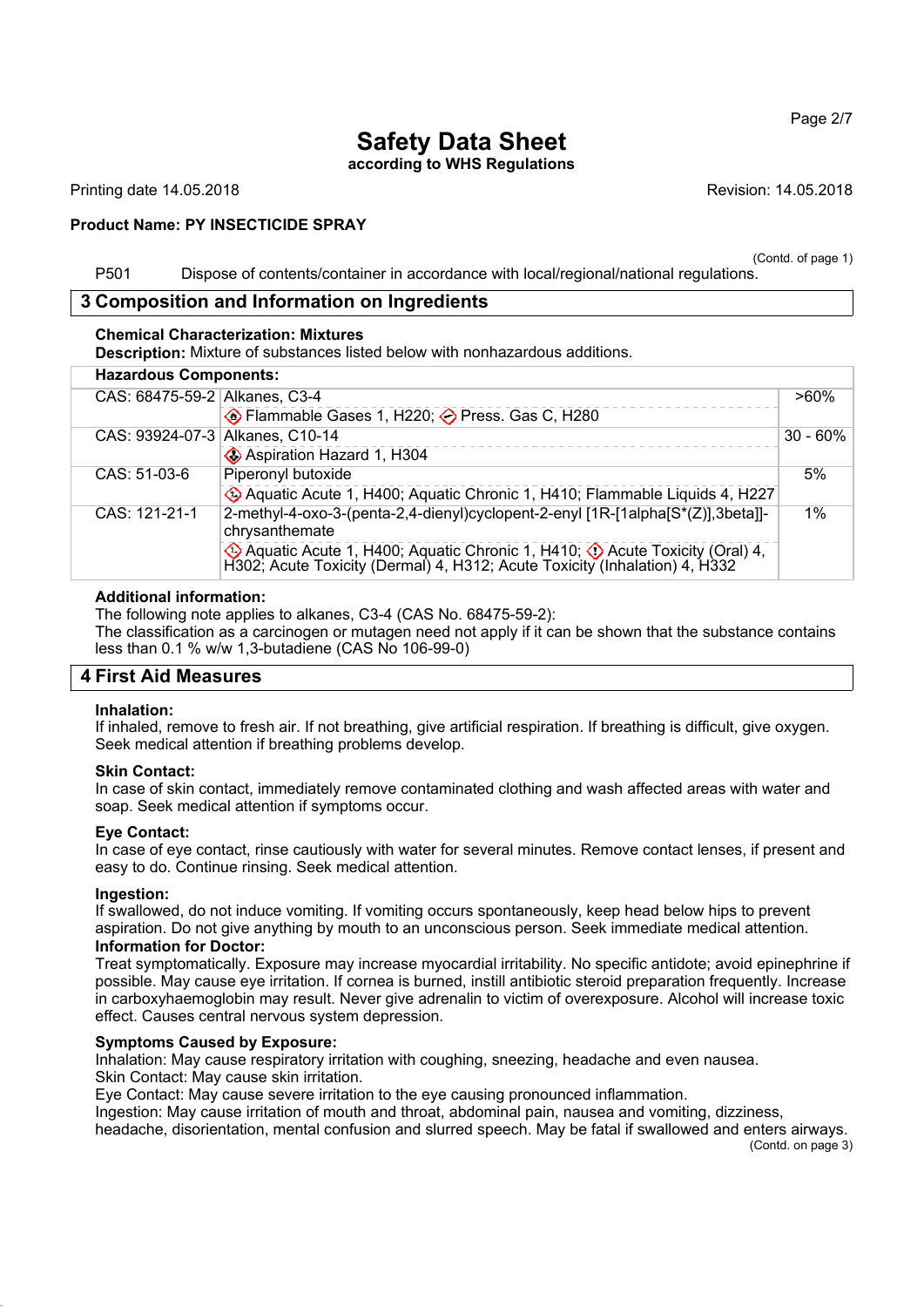(Contd. of page 1)

P501 Dispose of contents/container in accordance with local/regional/national regulations.

## 3 Composition and Information on Ingredients

**Chemical Characterization: Mixtures**

**Description:** Mixture of substances listed below with nonhazardous additions.

**Hazardous Components:**

| CAS | Component / Classification | % |
|---|---|---|
| CAS: 68475-59-2 | Alkanes, C3-4<br>Flammable Gases 1, H220; Press. Gas C, H280 | >60% |
| CAS: 93924-07-3 | Alkanes, C10-14<br>Aspiration Hazard 1, H304 | 30 - 60% |
| CAS: 51-03-6 | Piperonyl butoxide<br>Aquatic Acute 1, H400; Aquatic Chronic 1, H410; Flammable Liquids 4, H227 | 5% |
| CAS: 121-21-1 | 2-methyl-4-oxo-3-(penta-2,4-dienyl)cyclopent-2-enyl [1R-[1alpha[S*(Z)],3beta]]-chrysanthemate<br>Aquatic Acute 1, H400; Aquatic Chronic 1, H410; Acute Toxicity (Oral) 4, H302; Acute Toxicity (Dermal) 4, H312; Acute Toxicity (Inhalation) 4, H332 | 1% |

**Additional information:**

The following note applies to alkanes, C3-4 (CAS No. 68475-59-2):

The classification as a carcinogen or mutagen need not apply if it can be shown that the substance contains less than 0.1 % w/w 1,3-butadiene (CAS No 106-99-0)

## 4 First Aid Measures

**Inhalation:**

If inhaled, remove to fresh air. If not breathing, give artificial respiration. If breathing is difficult, give oxygen. Seek medical attention if breathing problems develop.

**Skin Contact:**

In case of skin contact, immediately remove contaminated clothing and wash affected areas with water and soap. Seek medical attention if symptoms occur.

**Eye Contact:**

In case of eye contact, rinse cautiously with water for several minutes. Remove contact lenses, if present and easy to do. Continue rinsing. Seek medical attention.

**Ingestion:**

If swallowed, do not induce vomiting. If vomiting occurs spontaneously, keep head below hips to prevent aspiration. Do not give anything by mouth to an unconscious person. Seek immediate medical attention.

**Information for Doctor:**

Treat symptomatically. Exposure may increase myocardial irritability. No specific antidote; avoid epinephrine if possible. May cause eye irritation. If cornea is burned, instill antibiotic steroid preparation frequently. Increase in carboxyhaemoglobin may result. Never give adrenalin to victim of overexposure. Alcohol will increase toxic effect. Causes central nervous system depression.

**Symptoms Caused by Exposure:**

Inhalation: May cause respiratory irritation with coughing, sneezing, headache and even nausea.

Skin Contact: May cause skin irritation.

Eye Contact: May cause severe irritation to the eye causing pronounced inflammation.

Ingestion: May cause irritation of mouth and throat, abdominal pain, nausea and vomiting, dizziness, headache, disorientation, mental confusion and slurred speech. May be fatal if swallowed and enters airways.

(Contd. on page 3)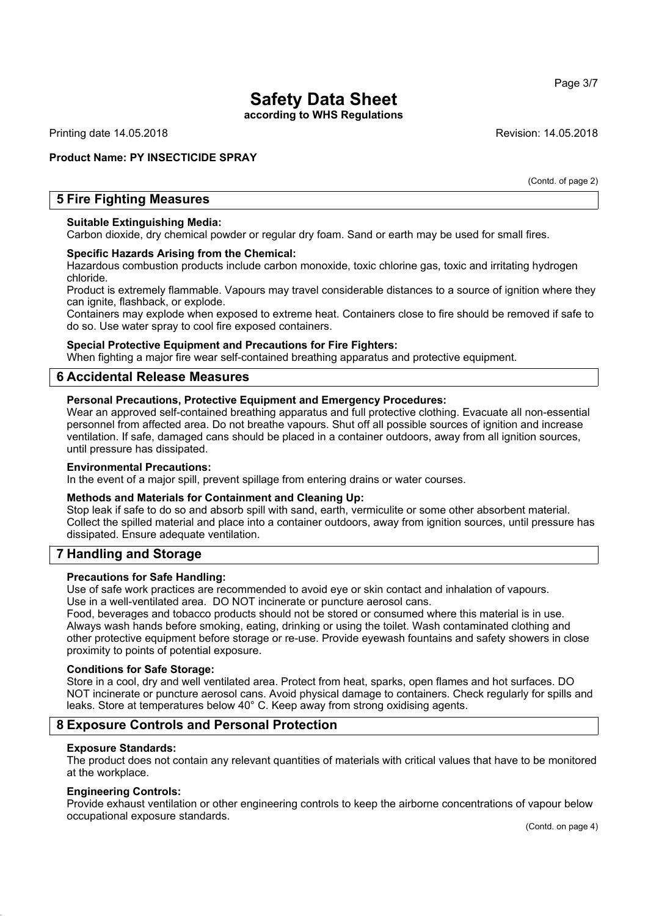# Safety Data Sheet

**according to WHS Regulations**

Printing date 14.05.2018 Revision: 14.05.2018

**Product Name: PY INSECTICIDE SPRAY**

(Contd. of page 2)

## 5 Fire Fighting Measures

**Suitable Extinguishing Media:**
Carbon dioxide, dry chemical powder or regular dry foam. Sand or earth may be used for small fires.

**Specific Hazards Arising from the Chemical:**
Hazardous combustion products include carbon monoxide, toxic chlorine gas, toxic and irritating hydrogen chloride.
Product is extremely flammable. Vapours may travel considerable distances to a source of ignition where they can ignite, flashback, or explode.
Containers may explode when exposed to extreme heat. Containers close to fire should be removed if safe to do so. Use water spray to cool fire exposed containers.

**Special Protective Equipment and Precautions for Fire Fighters:**
When fighting a major fire wear self-contained breathing apparatus and protective equipment.

## 6 Accidental Release Measures

**Personal Precautions, Protective Equipment and Emergency Procedures:**
Wear an approved self-contained breathing apparatus and full protective clothing. Evacuate all non-essential personnel from affected area. Do not breathe vapours. Shut off all possible sources of ignition and increase ventilation. If safe, damaged cans should be placed in a container outdoors, away from all ignition sources, until pressure has dissipated.

**Environmental Precautions:**
In the event of a major spill, prevent spillage from entering drains or water courses.

**Methods and Materials for Containment and Cleaning Up:**
Stop leak if safe to do so and absorb spill with sand, earth, vermiculite or some other absorbent material. Collect the spilled material and place into a container outdoors, away from ignition sources, until pressure has dissipated. Ensure adequate ventilation.

## 7 Handling and Storage

**Precautions for Safe Handling:**
Use of safe work practices are recommended to avoid eye or skin contact and inhalation of vapours.
Use in a well-ventilated area. DO NOT incinerate or puncture aerosol cans.
Food, beverages and tobacco products should not be stored or consumed where this material is in use. Always wash hands before smoking, eating, drinking or using the toilet. Wash contaminated clothing and other protective equipment before storage or re-use. Provide eyewash fountains and safety showers in close proximity to points of potential exposure.

**Conditions for Safe Storage:**
Store in a cool, dry and well ventilated area. Protect from heat, sparks, open flames and hot surfaces. DO NOT incinerate or puncture aerosol cans. Avoid physical damage to containers. Check regularly for spills and leaks. Store at temperatures below 40° C. Keep away from strong oxidising agents.

## 8 Exposure Controls and Personal Protection

**Exposure Standards:**
The product does not contain any relevant quantities of materials with critical values that have to be monitored at the workplace.

**Engineering Controls:**
Provide exhaust ventilation or other engineering controls to keep the airborne concentrations of vapour below occupational exposure standards.

(Contd. on page 4)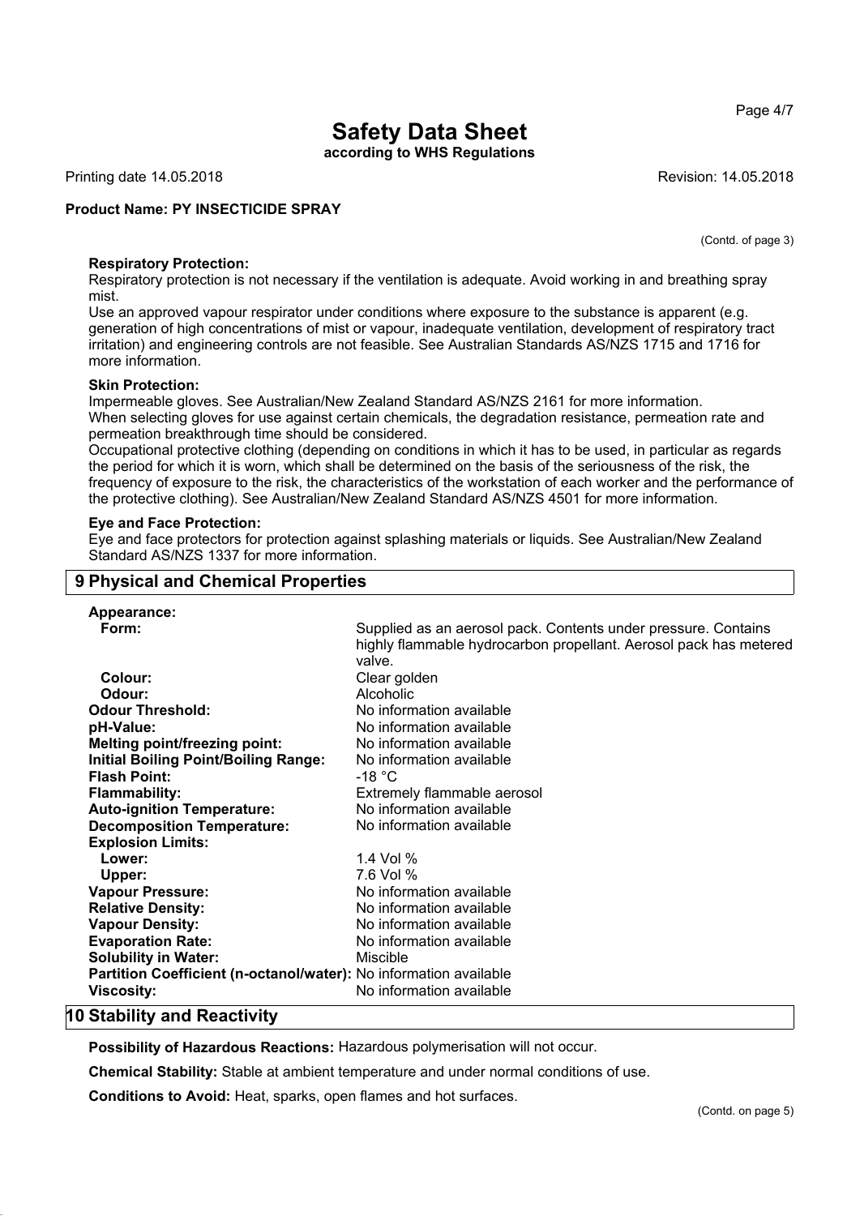(Contd. of page 3)

**Respiratory Protection:**
Respiratory protection is not necessary if the ventilation is adequate. Avoid working in and breathing spray mist.
Use an approved vapour respirator under conditions where exposure to the substance is apparent (e.g. generation of high concentrations of mist or vapour, inadequate ventilation, development of respiratory tract irritation) and engineering controls are not feasible. See Australian Standards AS/NZS 1715 and 1716 for more information.

**Skin Protection:**
Impermeable gloves. See Australian/New Zealand Standard AS/NZS 2161 for more information.
When selecting gloves for use against certain chemicals, the degradation resistance, permeation rate and permeation breakthrough time should be considered.
Occupational protective clothing (depending on conditions in which it has to be used, in particular as regards the period for which it is worn, which shall be determined on the basis of the seriousness of the risk, the frequency of exposure to the risk, the characteristics of the workstation of each worker and the performance of the protective clothing). See Australian/New Zealand Standard AS/NZS 4501 for more information.

**Eye and Face Protection:**
Eye and face protectors for protection against splashing materials or liquids. See Australian/New Zealand Standard AS/NZS 1337 for more information.

## 9 Physical and Chemical Properties

**Appearance:**

| | |
|---|---|
| **Form:** | Supplied as an aerosol pack. Contents under pressure. Contains highly flammable hydrocarbon propellant. Aerosol pack has metered valve. |
| **Colour:** | Clear golden |
| **Odour:** | Alcoholic |
| **Odour Threshold:** | No information available |
| **pH-Value:** | No information available |
| **Melting point/freezing point:** | No information available |
| **Initial Boiling Point/Boiling Range:** | No information available |
| **Flash Point:** | -18 °C |
| **Flammability:** | Extremely flammable aerosol |
| **Auto-ignition Temperature:** | No information available |
| **Decomposition Temperature:** | No information available |
| **Explosion Limits:** | |
| **Lower:** | 1.4 Vol % |
| **Upper:** | 7.6 Vol % |
| **Vapour Pressure:** | No information available |
| **Relative Density:** | No information available |
| **Vapour Density:** | No information available |
| **Evaporation Rate:** | No information available |
| **Solubility in Water:** | Miscible |
| **Partition Coefficient (n-octanol/water):** | No information available |
| **Viscosity:** | No information available |

## 10 Stability and Reactivity

**Possibility of Hazardous Reactions:** Hazardous polymerisation will not occur.

**Chemical Stability:** Stable at ambient temperature and under normal conditions of use.

**Conditions to Avoid:** Heat, sparks, open flames and hot surfaces.

(Contd. on page 5)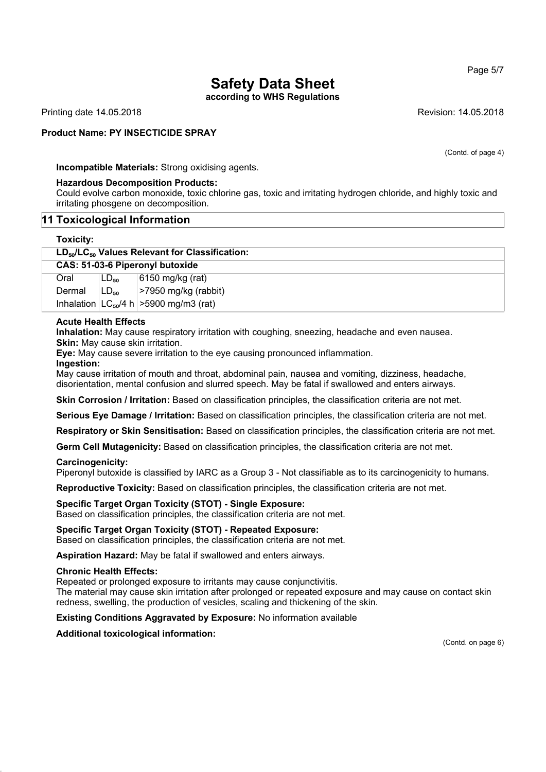# Safety Data Sheet

**according to WHS Regulations**

Printing date 14.05.2018 Revision: 14.05.2018

**Product Name: PY INSECTICIDE SPRAY**

(Contd. of page 4)

**Incompatible Materials:** Strong oxidising agents.

**Hazardous Decomposition Products:**
Could evolve carbon monoxide, toxic chlorine gas, toxic and irritating hydrogen chloride, and highly toxic and irritating phosgene on decomposition.

## 11 Toxicological Information

**Toxicity:**

| **$LD_{50}/LC_{50}$ Values Relevant for Classification:** | | |
|---|---|---|
| **CAS: 51-03-6 Piperonyl butoxide** | | |
| Oral | $LD_{50}$ | 6150 mg/kg (rat) |
| Dermal | $LD_{50}$ | >7950 mg/kg (rabbit) |
| Inhalation | $LC_{50}$/4 h | >5900 mg/m3 (rat) |

**Acute Health Effects**

**Inhalation:** May cause respiratory irritation with coughing, sneezing, headache and even nausea.
**Skin:** May cause skin irritation.
**Eye:** May cause severe irritation to the eye causing pronounced inflammation.
**Ingestion:**
May cause irritation of mouth and throat, abdominal pain, nausea and vomiting, dizziness, headache, disorientation, mental confusion and slurred speech. May be fatal if swallowed and enters airways.

**Skin Corrosion / Irritation:** Based on classification principles, the classification criteria are not met.

**Serious Eye Damage / Irritation:** Based on classification principles, the classification criteria are not met.

**Respiratory or Skin Sensitisation:** Based on classification principles, the classification criteria are not met.

**Germ Cell Mutagenicity:** Based on classification principles, the classification criteria are not met.

**Carcinogenicity:**
Piperonyl butoxide is classified by IARC as a Group 3 - Not classifiable as to its carcinogenicity to humans.

**Reproductive Toxicity:** Based on classification principles, the classification criteria are not met.

**Specific Target Organ Toxicity (STOT) - Single Exposure:**
Based on classification principles, the classification criteria are not met.

**Specific Target Organ Toxicity (STOT) - Repeated Exposure:**
Based on classification principles, the classification criteria are not met.

**Aspiration Hazard:** May be fatal if swallowed and enters airways.

**Chronic Health Effects:**
Repeated or prolonged exposure to irritants may cause conjunctivitis.
The material may cause skin irritation after prolonged or repeated exposure and may cause on contact skin redness, swelling, the production of vesicles, scaling and thickening of the skin.

**Existing Conditions Aggravated by Exposure:** No information available

**Additional toxicological information:**

(Contd. on page 6)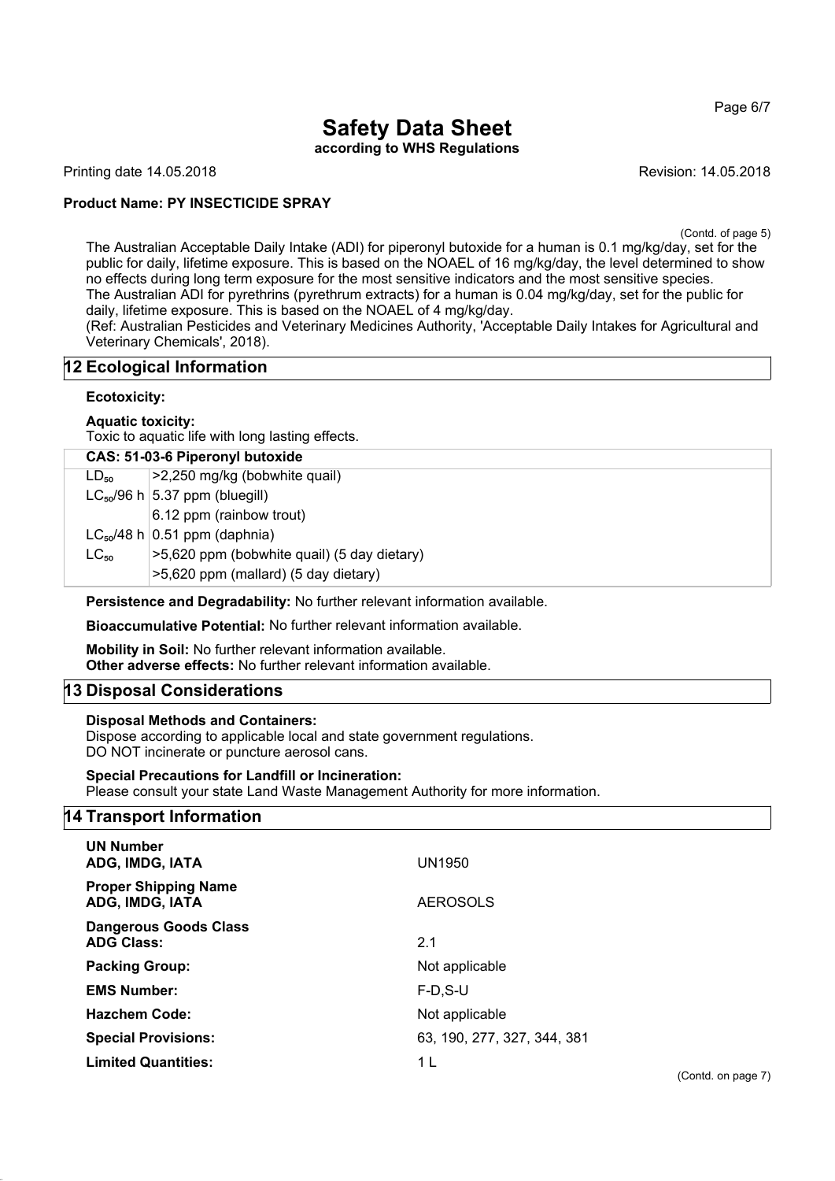(Contd. of page 5)

The Australian Acceptable Daily Intake (ADI) for piperonyl butoxide for a human is 0.1 mg/kg/day, set for the public for daily, lifetime exposure. This is based on the NOAEL of 16 mg/kg/day, the level determined to show no effects during long term exposure for the most sensitive indicators and the most sensitive species.
The Australian ADI for pyrethrins (pyrethrum extracts) for a human is 0.04 mg/kg/day, set for the public for daily, lifetime exposure. This is based on the NOAEL of 4 mg/kg/day.
(Ref: Australian Pesticides and Veterinary Medicines Authority, 'Acceptable Daily Intakes for Agricultural and Veterinary Chemicals', 2018).

## 12 Ecological Information

**Ecotoxicity:**

**Aquatic toxicity:**
Toxic to aquatic life with long lasting effects.

| CAS: 51-03-6 Piperonyl butoxide | |
|---|---|
| $LD_{50}$ | >2,250 mg/kg (bobwhite quail) |
| $LC_{50}$/96 h | 5.37 ppm (bluegill) |
| | 6.12 ppm (rainbow trout) |
| $LC_{50}$/48 h | 0.51 ppm (daphnia) |
| $LC_{50}$ | >5,620 ppm (bobwhite quail) (5 day dietary) |
| | >5,620 ppm (mallard) (5 day dietary) |

**Persistence and Degradability:** No further relevant information available.

**Bioaccumulative Potential:** No further relevant information available.

**Mobility in Soil:** No further relevant information available.
**Other adverse effects:** No further relevant information available.

## 13 Disposal Considerations

**Disposal Methods and Containers:**
Dispose according to applicable local and state government regulations.
DO NOT incinerate or puncture aerosol cans.

**Special Precautions for Landfill or Incineration:**
Please consult your state Land Waste Management Authority for more information.

## 14 Transport Information

**UN Number**
**ADG, IMDG, IATA** — UN1950

**Proper Shipping Name**
**ADG, IMDG, IATA** — AEROSOLS

**Dangerous Goods Class**
**ADG Class:** — 2.1

**Packing Group:** — Not applicable

**EMS Number:** — F-D,S-U

**Hazchem Code:** — Not applicable

**Special Provisions:** — 63, 190, 277, 327, 344, 381

**Limited Quantities:** — 1 L

(Contd. on page 7)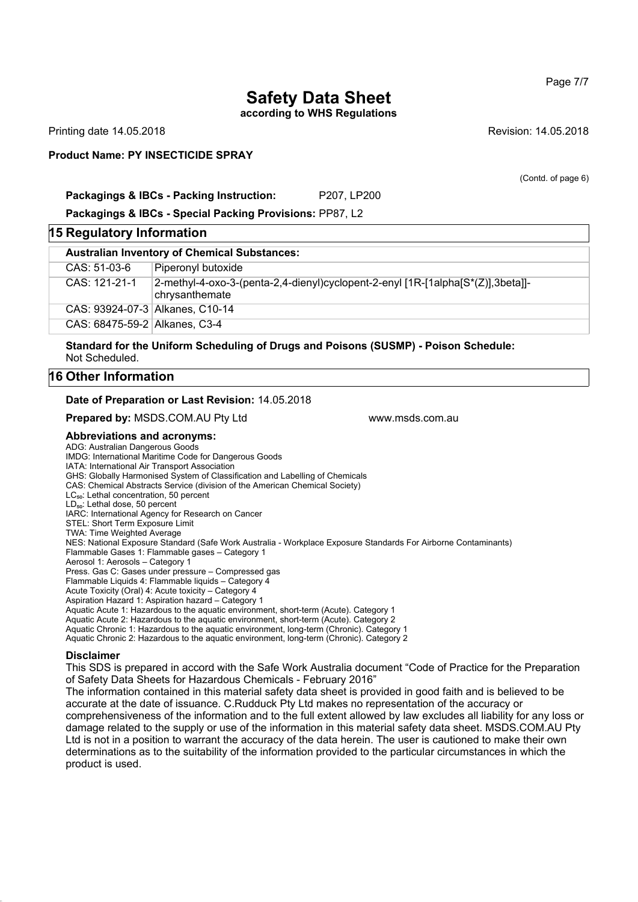(Contd. of page 6)

**Packagings & IBCs - Packing Instruction:** P207, LP200

**Packagings & IBCs - Special Packing Provisions:** PP87, L2

## 15 Regulatory Information

**Australian Inventory of Chemical Substances:**

| | |
|---|---|
| CAS: 51-03-6 | Piperonyl butoxide |
| CAS: 121-21-1 | 2-methyl-4-oxo-3-(penta-2,4-dienyl)cyclopent-2-enyl [1R-[1alpha[S*(Z)],3beta]]-chrysanthemate |
| CAS: 93924-07-3 | Alkanes, C10-14 |
| CAS: 68475-59-2 | Alkanes, C3-4 |

**Standard for the Uniform Scheduling of Drugs and Poisons (SUSMP) - Poison Schedule:**
Not Scheduled.

## 16 Other Information

**Date of Preparation or Last Revision:** 14.05.2018

**Prepared by:** MSDS.COM.AU Pty Ltd www.msds.com.au

**Abbreviations and acronyms:**

ADG: Australian Dangerous Goods
IMDG: International Maritime Code for Dangerous Goods
IATA: International Air Transport Association
GHS: Globally Harmonised System of Classification and Labelling of Chemicals
CAS: Chemical Abstracts Service (division of the American Chemical Society)
$LC_{50}$: Lethal concentration, 50 percent
$LD_{50}$: Lethal dose, 50 percent
IARC: International Agency for Research on Cancer
STEL: Short Term Exposure Limit
TWA: Time Weighted Average
NES: National Exposure Standard (Safe Work Australia - Workplace Exposure Standards For Airborne Contaminants)
Flammable Gases 1: Flammable gases – Category 1
Aerosol 1: Aerosols – Category 1
Press. Gas C: Gases under pressure – Compressed gas
Flammable Liquids 4: Flammable liquids – Category 4
Acute Toxicity (Oral) 4: Acute toxicity – Category 4
Aspiration Hazard 1: Aspiration hazard – Category 1
Aquatic Acute 1: Hazardous to the aquatic environment, short-term (Acute). Category 1
Aquatic Acute 2: Hazardous to the aquatic environment, short-term (Acute). Category 2
Aquatic Chronic 1: Hazardous to the aquatic environment, long-term (Chronic). Category 1
Aquatic Chronic 2: Hazardous to the aquatic environment, long-term (Chronic). Category 2

**Disclaimer**

This SDS is prepared in accord with the Safe Work Australia document "Code of Practice for the Preparation of Safety Data Sheets for Hazardous Chemicals - February 2016"

The information contained in this material safety data sheet is provided in good faith and is believed to be accurate at the date of issuance. C.Rudduck Pty Ltd makes no representation of the accuracy or comprehensiveness of the information and to the full extent allowed by law excludes all liability for any loss or damage related to the supply or use of the information in this material safety data sheet. MSDS.COM.AU Pty Ltd is not in a position to warrant the accuracy of the data herein. The user is cautioned to make their own determinations as to the suitability of the information provided to the particular circumstances in which the product is used.